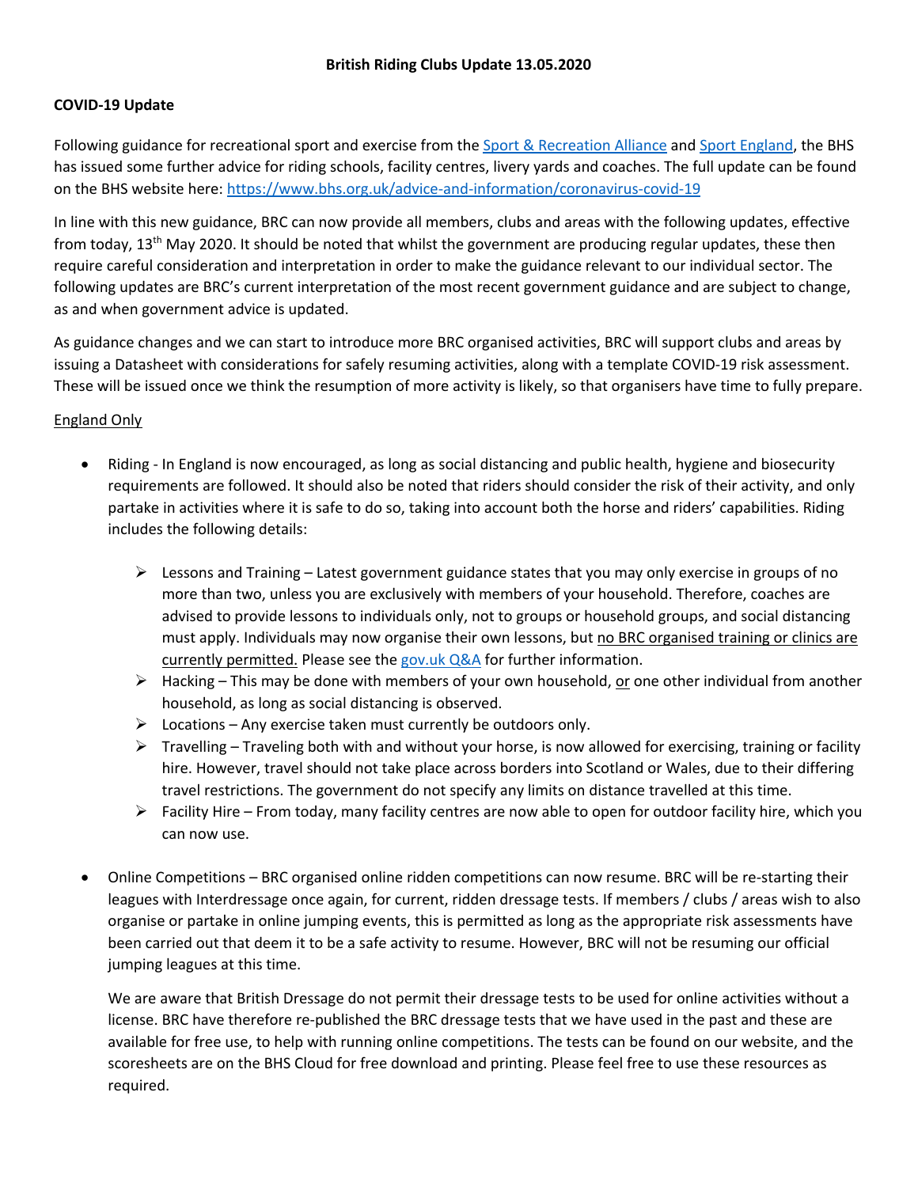**British Riding Clubs Update 13.05.2020**

**COVID-19 Update**

Following guidance for recreational sport and exercise from the Sport & Recreation Alliance and Sport England, the BHS has issued some further advice for riding schools, facility centres, livery yards and coaches. The full update can be found on the BHS website here: https://www.bhs.org.uk/advice-and-information/coronavirus-covid-19

In line with this new guidance, BRC can now provide all members, clubs and areas with the following updates, effective from today, 13th May 2020. It should be noted that whilst the government are producing regular updates, these then require careful consideration and interpretation in order to make the guidance relevant to our individual sector. The following updates are BRC's current interpretation of the most recent government guidance and are subject to change, as and when government advice is updated.

As guidance changes and we can start to introduce more BRC organised activities, BRC will support clubs and areas by issuing a Datasheet with considerations for safely resuming activities, along with a template COVID-19 risk assessment. These will be issued once we think the resumption of more activity is likely, so that organisers have time to fully prepare.

England Only

- Riding - In England is now encouraged, as long as social distancing and public health, hygiene and biosecurity requirements are followed. It should also be noted that riders should consider the risk of their activity, and only partake in activities where it is safe to do so, taking into account both the horse and riders' capabilities. Riding includes the following details:
  - Lessons and Training – Latest government guidance states that you may only exercise in groups of no more than two, unless you are exclusively with members of your household. Therefore, coaches are advised to provide lessons to individuals only, not to groups or household groups, and social distancing must apply. Individuals may now organise their own lessons, but no BRC organised training or clinics are currently permitted. Please see the gov.uk Q&A for further information.
  - Hacking – This may be done with members of your own household, or one other individual from another household, as long as social distancing is observed.
  - Locations – Any exercise taken must currently be outdoors only.
  - Travelling – Traveling both with and without your horse, is now allowed for exercising, training or facility hire. However, travel should not take place across borders into Scotland or Wales, due to their differing travel restrictions. The government do not specify any limits on distance travelled at this time.
  - Facility Hire – From today, many facility centres are now able to open for outdoor facility hire, which you can now use.

- Online Competitions – BRC organised online ridden competitions can now resume. BRC will be re-starting their leagues with Interdressage once again, for current, ridden dressage tests. If members / clubs / areas wish to also organise or partake in online jumping events, this is permitted as long as the appropriate risk assessments have been carried out that deem it to be a safe activity to resume. However, BRC will not be resuming our official jumping leagues at this time.

  We are aware that British Dressage do not permit their dressage tests to be used for online activities without a license. BRC have therefore re-published the BRC dressage tests that we have used in the past and these are available for free use, to help with running online competitions. The tests can be found on our website, and the scoresheets are on the BHS Cloud for free download and printing. Please feel free to use these resources as required.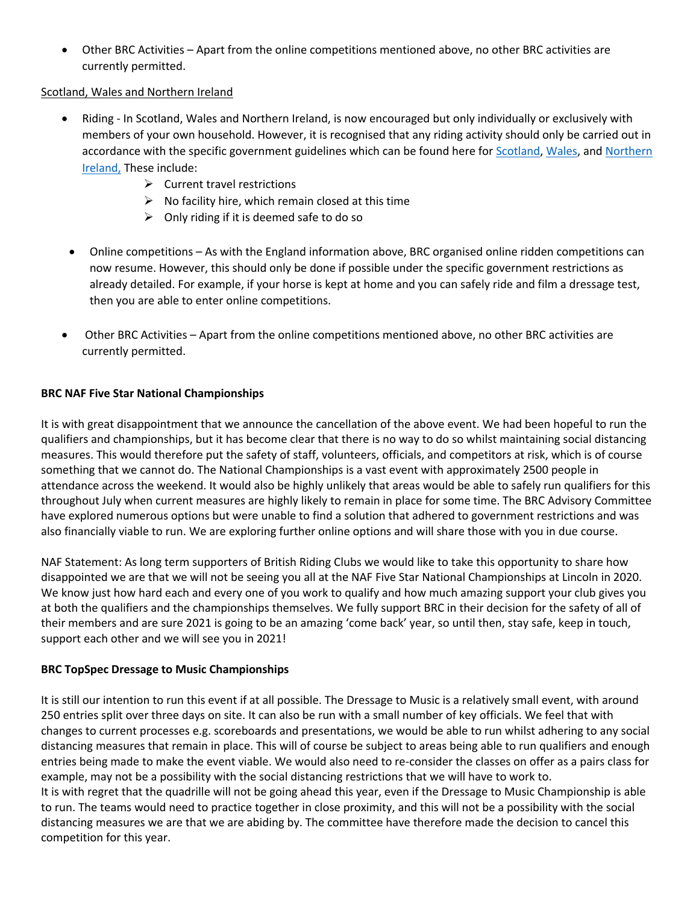- Other BRC Activities – Apart from the online competitions mentioned above, no other BRC activities are currently permitted.

Scotland, Wales and Northern Ireland

- Riding - In Scotland, Wales and Northern Ireland, is now encouraged but only individually or exclusively with members of your own household. However, it is recognised that any riding activity should only be carried out in accordance with the specific government guidelines which can be found here for Scotland, Wales, and Northern Ireland, These include:
  - Current travel restrictions
  - No facility hire, which remain closed at this time
  - Only riding if it is deemed safe to do so

- Online competitions – As with the England information above, BRC organised online ridden competitions can now resume. However, this should only be done if possible under the specific government restrictions as already detailed. For example, if your horse is kept at home and you can safely ride and film a dressage test, then you are able to enter online competitions.

- Other BRC Activities – Apart from the online competitions mentioned above, no other BRC activities are currently permitted.

**BRC NAF Five Star National Championships**

It is with great disappointment that we announce the cancellation of the above event. We had been hopeful to run the qualifiers and championships, but it has become clear that there is no way to do so whilst maintaining social distancing measures. This would therefore put the safety of staff, volunteers, officials, and competitors at risk, which is of course something that we cannot do. The National Championships is a vast event with approximately 2500 people in attendance across the weekend. It would also be highly unlikely that areas would be able to safely run qualifiers for this throughout July when current measures are highly likely to remain in place for some time. The BRC Advisory Committee have explored numerous options but were unable to find a solution that adhered to government restrictions and was also financially viable to run. We are exploring further online options and will share those with you in due course.

NAF Statement: As long term supporters of British Riding Clubs we would like to take this opportunity to share how disappointed we are that we will not be seeing you all at the NAF Five Star National Championships at Lincoln in 2020. We know just how hard each and every one of you work to qualify and how much amazing support your club gives you at both the qualifiers and the championships themselves. We fully support BRC in their decision for the safety of all of their members and are sure 2021 is going to be an amazing 'come back' year, so until then, stay safe, keep in touch, support each other and we will see you in 2021!

**BRC TopSpec Dressage to Music Championships**

It is still our intention to run this event if at all possible. The Dressage to Music is a relatively small event, with around 250 entries split over three days on site. It can also be run with a small number of key officials. We feel that with changes to current processes e.g. scoreboards and presentations, we would be able to run whilst adhering to any social distancing measures that remain in place. This will of course be subject to areas being able to run qualifiers and enough entries being made to make the event viable. We would also need to re-consider the classes on offer as a pairs class for example, may not be a possibility with the social distancing restrictions that we will have to work to.
It is with regret that the quadrille will not be going ahead this year, even if the Dressage to Music Championship is able to run. The teams would need to practice together in close proximity, and this will not be a possibility with the social distancing measures we are that we are abiding by. The committee have therefore made the decision to cancel this competition for this year.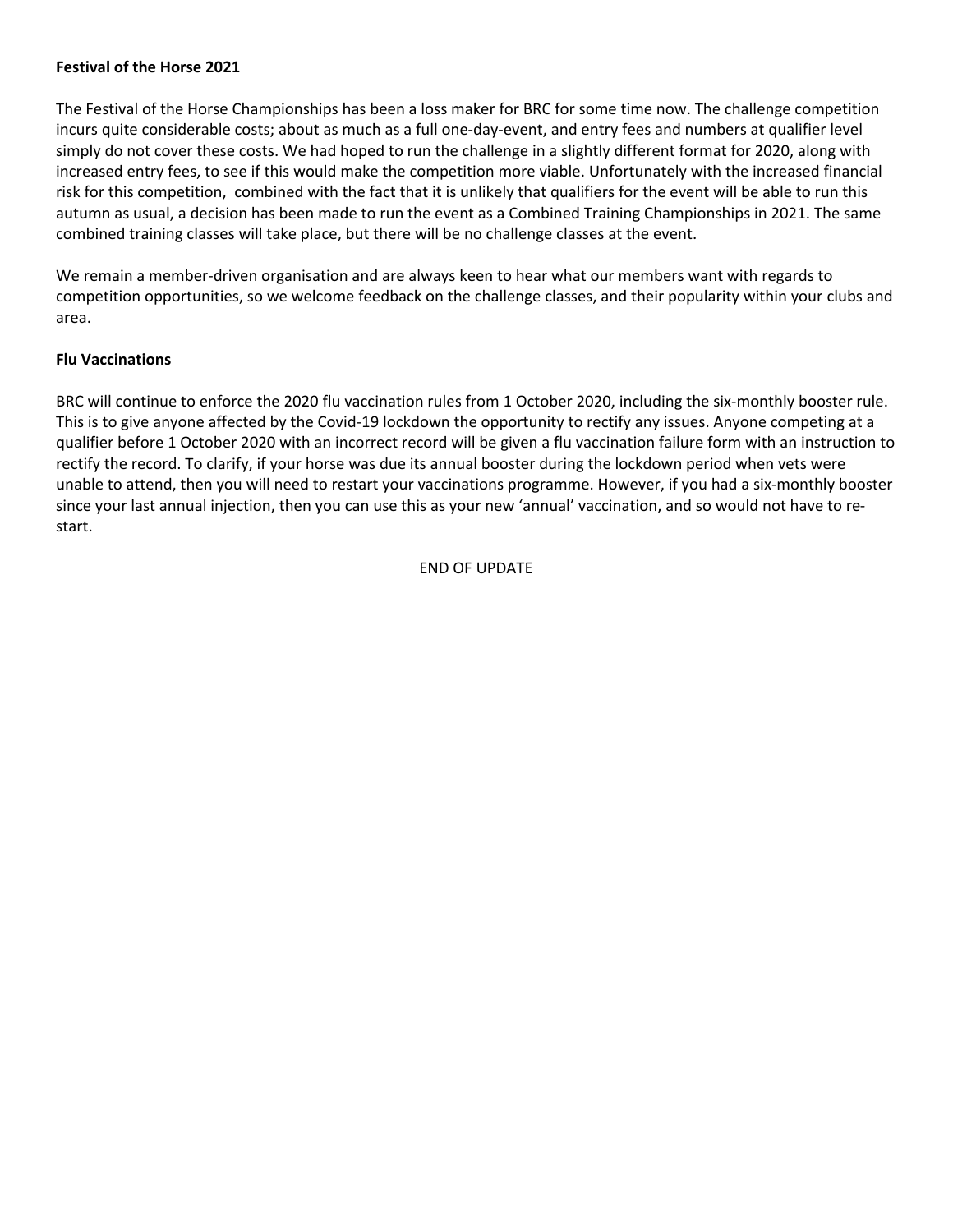**Festival of the Horse 2021**

The Festival of the Horse Championships has been a loss maker for BRC for some time now. The challenge competition incurs quite considerable costs; about as much as a full one-day-event, and entry fees and numbers at qualifier level simply do not cover these costs. We had hoped to run the challenge in a slightly different format for 2020, along with increased entry fees, to see if this would make the competition more viable. Unfortunately with the increased financial risk for this competition, combined with the fact that it is unlikely that qualifiers for the event will be able to run this autumn as usual, a decision has been made to run the event as a Combined Training Championships in 2021. The same combined training classes will take place, but there will be no challenge classes at the event.

We remain a member-driven organisation and are always keen to hear what our members want with regards to competition opportunities, so we welcome feedback on the challenge classes, and their popularity within your clubs and area.

**Flu Vaccinations**

BRC will continue to enforce the 2020 flu vaccination rules from 1 October 2020, including the six-monthly booster rule. This is to give anyone affected by the Covid-19 lockdown the opportunity to rectify any issues. Anyone competing at a qualifier before 1 October 2020 with an incorrect record will be given a flu vaccination failure form with an instruction to rectify the record. To clarify, if your horse was due its annual booster during the lockdown period when vets were unable to attend, then you will need to restart your vaccinations programme. However, if you had a six-monthly booster since your last annual injection, then you can use this as your new 'annual' vaccination, and so would not have to re-start.

END OF UPDATE